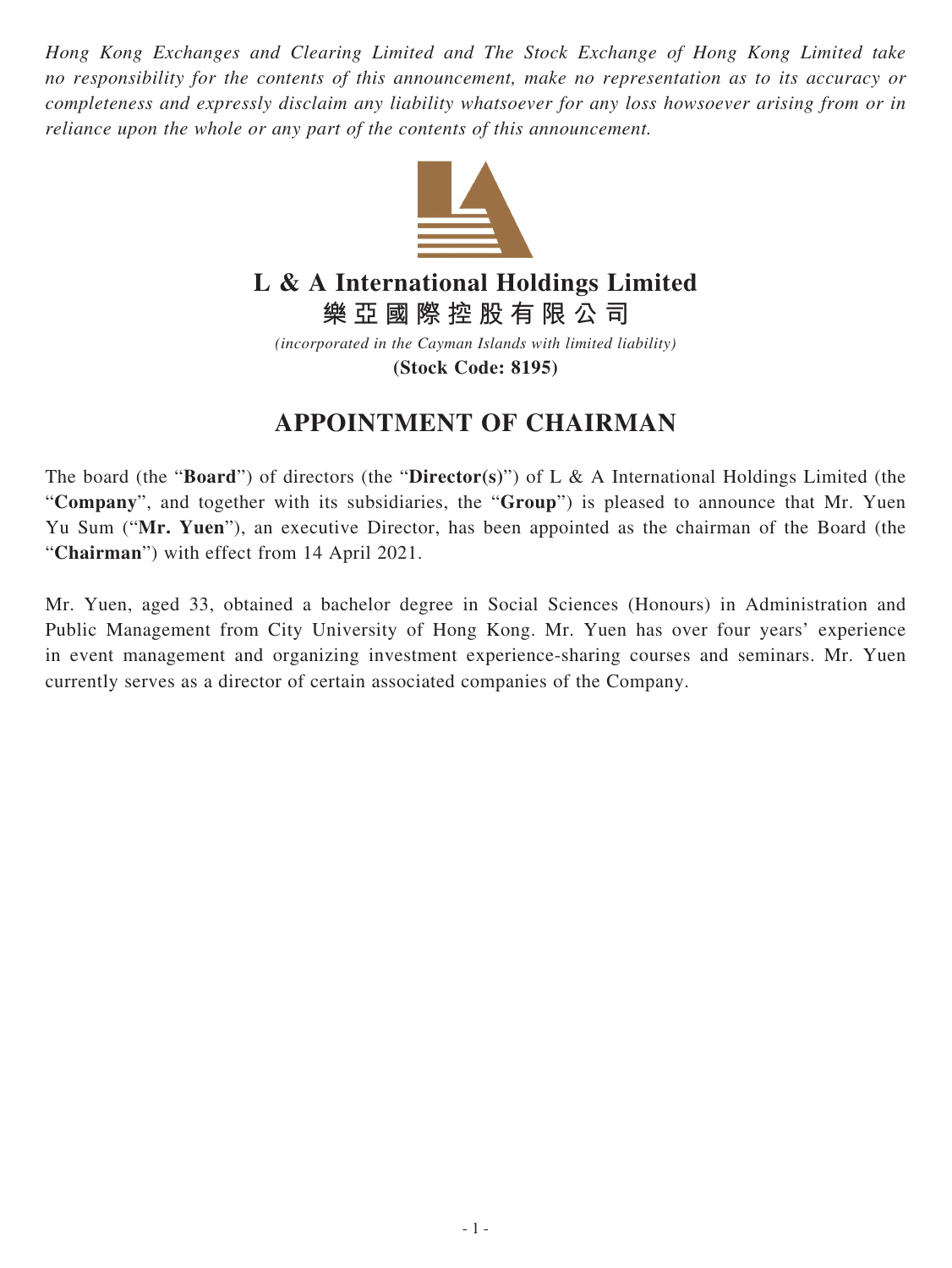*Hong Kong Exchanges and Clearing Limited and The Stock Exchange of Hong Kong Limited take no responsibility for the contents of this announcement, make no representation as to its accuracy or completeness and expressly disclaim any liability whatsoever for any loss howsoever arising from or in reliance upon the whole or any part of the contents of this announcement.*

# L & A International Holdings Limited
# 樂亞國際控股有限公司

*(incorporated in the Cayman Islands with limited liability)*

**(Stock Code: 8195)**

## APPOINTMENT OF CHAIRMAN

The board (the "**Board**") of directors (the "**Director(s)**") of L & A International Holdings Limited (the "**Company**", and together with its subsidiaries, the "**Group**") is pleased to announce that Mr. Yuen Yu Sum ("**Mr. Yuen**"), an executive Director, has been appointed as the chairman of the Board (the "**Chairman**") with effect from 14 April 2021.

Mr. Yuen, aged 33, obtained a bachelor degree in Social Sciences (Honours) in Administration and Public Management from City University of Hong Kong. Mr. Yuen has over four years' experience in event management and organizing investment experience-sharing courses and seminars. Mr. Yuen currently serves as a director of certain associated companies of the Company.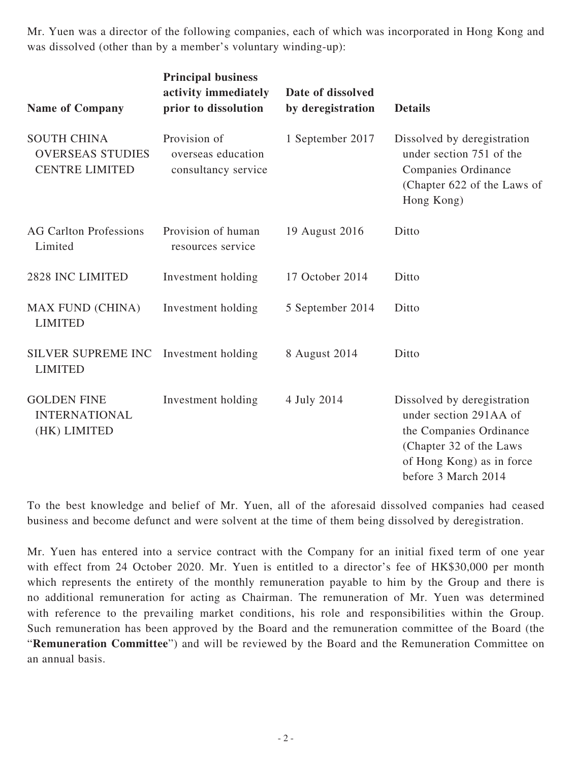Mr. Yuen was a director of the following companies, each of which was incorporated in Hong Kong and was dissolved (other than by a member's voluntary winding-up):

| Name of Company | Principal business activity immediately prior to dissolution | Date of dissolved by deregistration | Details |
|---|---|---|---|
| SOUTH CHINA OVERSEAS STUDIES CENTRE LIMITED | Provision of overseas education consultancy service | 1 September 2017 | Dissolved by deregistration under section 751 of the Companies Ordinance (Chapter 622 of the Laws of Hong Kong) |
| AG Carlton Professions Limited | Provision of human resources service | 19 August 2016 | Ditto |
| 2828 INC LIMITED | Investment holding | 17 October 2014 | Ditto |
| MAX FUND (CHINA) LIMITED | Investment holding | 5 September 2014 | Ditto |
| SILVER SUPREME INC LIMITED | Investment holding | 8 August 2014 | Ditto |
| GOLDEN FINE INTERNATIONAL (HK) LIMITED | Investment holding | 4 July 2014 | Dissolved by deregistration under section 291AA of the Companies Ordinance (Chapter 32 of the Laws of Hong Kong) as in force before 3 March 2014 |

To the best knowledge and belief of Mr. Yuen, all of the aforesaid dissolved companies had ceased business and become defunct and were solvent at the time of them being dissolved by deregistration.

Mr. Yuen has entered into a service contract with the Company for an initial fixed term of one year with effect from 24 October 2020. Mr. Yuen is entitled to a director's fee of HK$30,000 per month which represents the entirety of the monthly remuneration payable to him by the Group and there is no additional remuneration for acting as Chairman. The remuneration of Mr. Yuen was determined with reference to the prevailing market conditions, his role and responsibilities within the Group. Such remuneration has been approved by the Board and the remuneration committee of the Board (the "**Remuneration Committee**") and will be reviewed by the Board and the Remuneration Committee on an annual basis.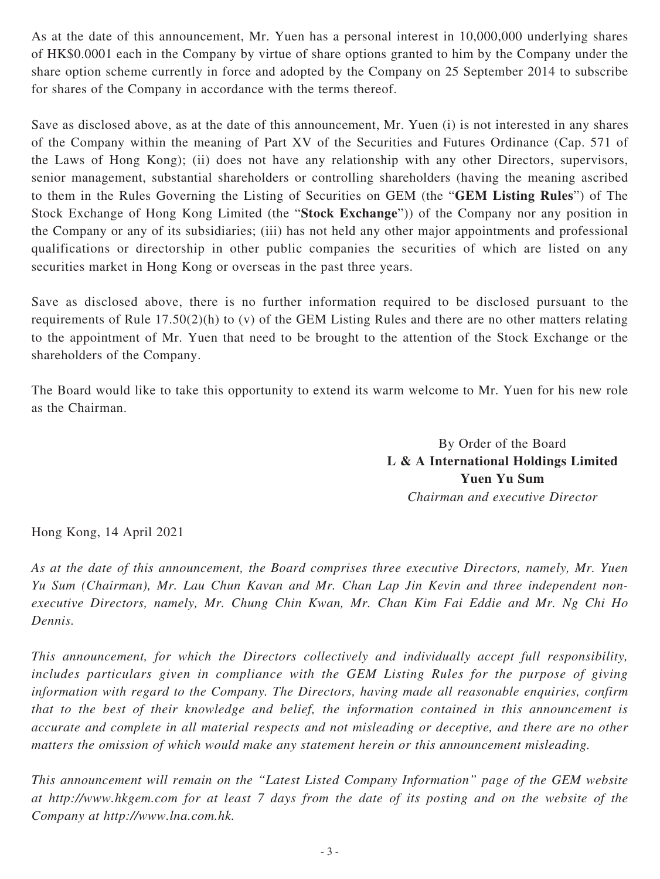As at the date of this announcement, Mr. Yuen has a personal interest in 10,000,000 underlying shares of HK$0.0001 each in the Company by virtue of share options granted to him by the Company under the share option scheme currently in force and adopted by the Company on 25 September 2014 to subscribe for shares of the Company in accordance with the terms thereof.

Save as disclosed above, as at the date of this announcement, Mr. Yuen (i) is not interested in any shares of the Company within the meaning of Part XV of the Securities and Futures Ordinance (Cap. 571 of the Laws of Hong Kong); (ii) does not have any relationship with any other Directors, supervisors, senior management, substantial shareholders or controlling shareholders (having the meaning ascribed to them in the Rules Governing the Listing of Securities on GEM (the "**GEM Listing Rules**") of The Stock Exchange of Hong Kong Limited (the "**Stock Exchange**")) of the Company nor any position in the Company or any of its subsidiaries; (iii) has not held any other major appointments and professional qualifications or directorship in other public companies the securities of which are listed on any securities market in Hong Kong or overseas in the past three years.

Save as disclosed above, there is no further information required to be disclosed pursuant to the requirements of Rule 17.50(2)(h) to (v) of the GEM Listing Rules and there are no other matters relating to the appointment of Mr. Yuen that need to be brought to the attention of the Stock Exchange or the shareholders of the Company.

The Board would like to take this opportunity to extend its warm welcome to Mr. Yuen for his new role as the Chairman.

By Order of the Board
**L & A International Holdings Limited**
**Yuen Yu Sum**
*Chairman and executive Director*

Hong Kong, 14 April 2021

*As at the date of this announcement, the Board comprises three executive Directors, namely, Mr. Yuen Yu Sum (Chairman), Mr. Lau Chun Kavan and Mr. Chan Lap Jin Kevin and three independent non-executive Directors, namely, Mr. Chung Chin Kwan, Mr. Chan Kim Fai Eddie and Mr. Ng Chi Ho Dennis.*

*This announcement, for which the Directors collectively and individually accept full responsibility, includes particulars given in compliance with the GEM Listing Rules for the purpose of giving information with regard to the Company. The Directors, having made all reasonable enquiries, confirm that to the best of their knowledge and belief, the information contained in this announcement is accurate and complete in all material respects and not misleading or deceptive, and there are no other matters the omission of which would make any statement herein or this announcement misleading.*

*This announcement will remain on the "Latest Listed Company Information" page of the GEM website at http://www.hkgem.com for at least 7 days from the date of its posting and on the website of the Company at http://www.lna.com.hk.*